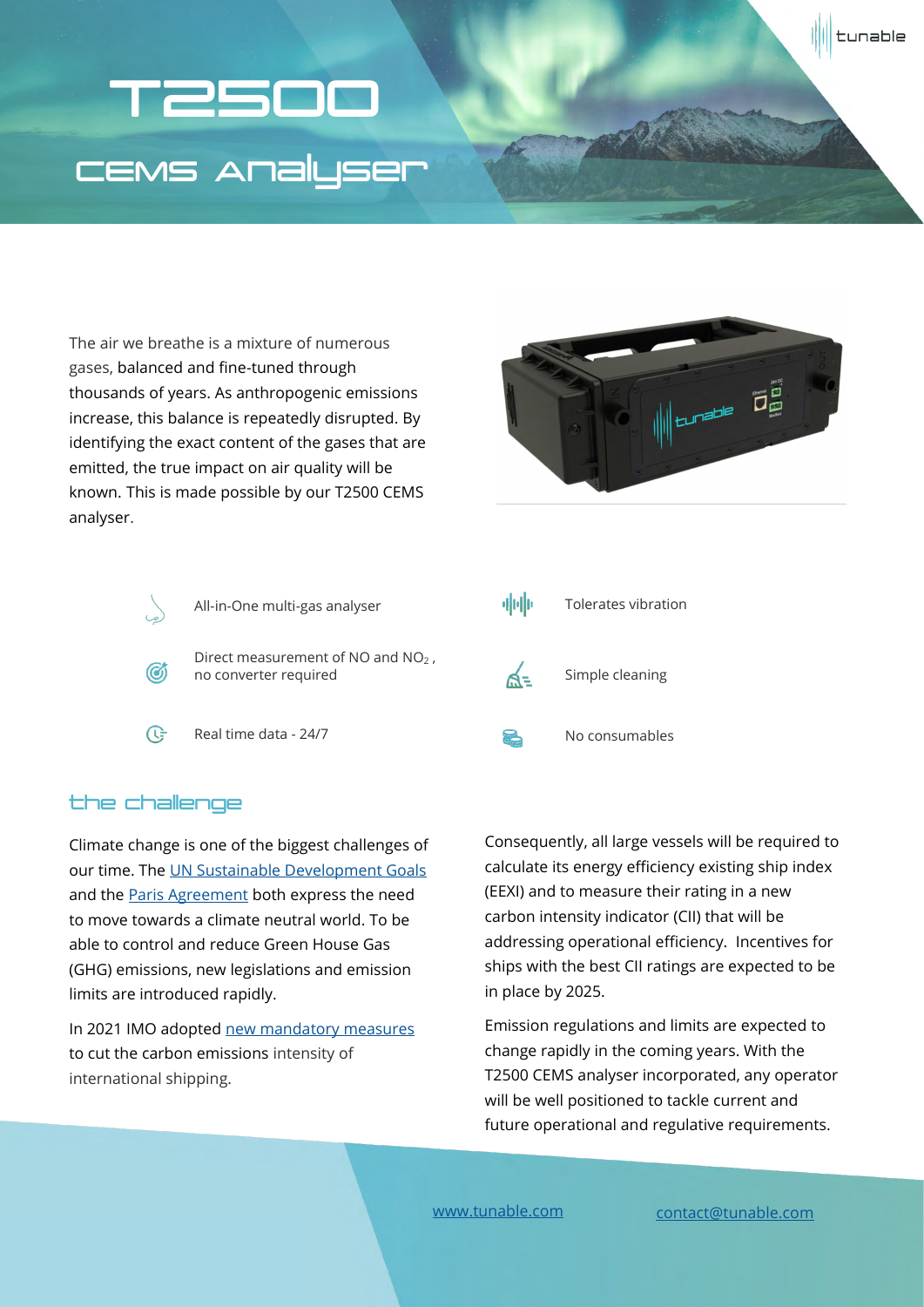# T2500

## CEMS Analyser

The air we breathe is a mixture of numerous gases, balanced and fine-tuned through thousands of years. As anthropogenic emissions increase, this balance is repeatedly disrupted. By identifying the exact content of the gases that are emitted, the true impact on air quality will be known. This is made possible by our T2500 CEMS analyser.

- All-in-One multi-gas analyser
- Direct measurement of NO and $NO_2$, no converter required
- Real time data - 24/7
- Tolerates vibration
- Simple cleaning
- No consumables

## the challenge

Climate change is one of the biggest challenges of our time. The [UN Sustainable Development Goals] and the [Paris Agreement] both express the need to move towards a climate neutral world. To be able to control and reduce Green House Gas (GHG) emissions, new legislations and emission limits are introduced rapidly.

In 2021 IMO adopted [new mandatory measures] to cut the carbon emissions intensity of international shipping.

Consequently, all large vessels will be required to calculate its energy efficiency existing ship index (EEXI) and to measure their rating in a new carbon intensity indicator (CII) that will be addressing operational efficiency. Incentives for ships with the best CII ratings are expected to be in place by 2025.

Emission regulations and limits are expected to change rapidly in the coming years. With the T2500 CEMS analyser incorporated, any operator will be well positioned to tackle current and future operational and regulative requirements.

www.tunable.com contact@tunable.com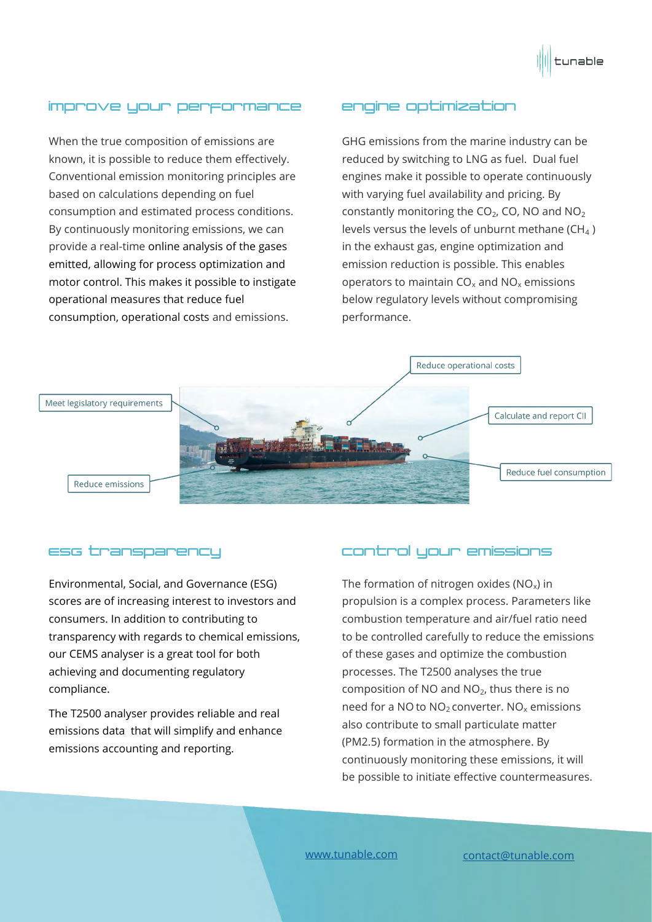## improve your performance

When the true composition of emissions are known, it is possible to reduce them effectively. Conventional emission monitoring principles are based on calculations depending on fuel consumption and estimated process conditions. By continuously monitoring emissions, we can provide a real-time online analysis of the gases emitted, allowing for process optimization and motor control. This makes it possible to instigate operational measures that reduce fuel consumption, operational costs and emissions.

## engine optimization

GHG emissions from the marine industry can be reduced by switching to LNG as fuel. Dual fuel engines make it possible to operate continuously with varying fuel availability and pricing. By constantly monitoring the $CO_2$, CO, NO and $NO_2$ levels versus the levels of unburnt methane ($CH_4$) in the exhaust gas, engine optimization and emission reduction is possible. This enables operators to maintain $CO_x$ and $NO_x$ emissions below regulatory levels without compromising performance.

- Meet legislatory requirements
- Reduce emissions
- Reduce operational costs
- Calculate and report CII
- Reduce fuel consumption

## ESG transparency

Environmental, Social, and Governance (ESG) scores are of increasing interest to investors and consumers. In addition to contributing to transparency with regards to chemical emissions, our CEMS analyser is a great tool for both achieving and documenting regulatory compliance.

The T2500 analyser provides reliable and real emissions data that will simplify and enhance emissions accounting and reporting.

## control your emissions

The formation of nitrogen oxides ($NO_x$) in propulsion is a complex process. Parameters like combustion temperature and air/fuel ratio need to be controlled carefully to reduce the emissions of these gases and optimize the combustion processes. The T2500 analyses the true composition of NO and $NO_2$, thus there is no need for a NO to $NO_2$ converter. $NO_x$ emissions also contribute to small particulate matter (PM2.5) formation in the atmosphere. By continuously monitoring these emissions, it will be possible to initiate effective countermeasures.

www.tunable.com contact@tunable.com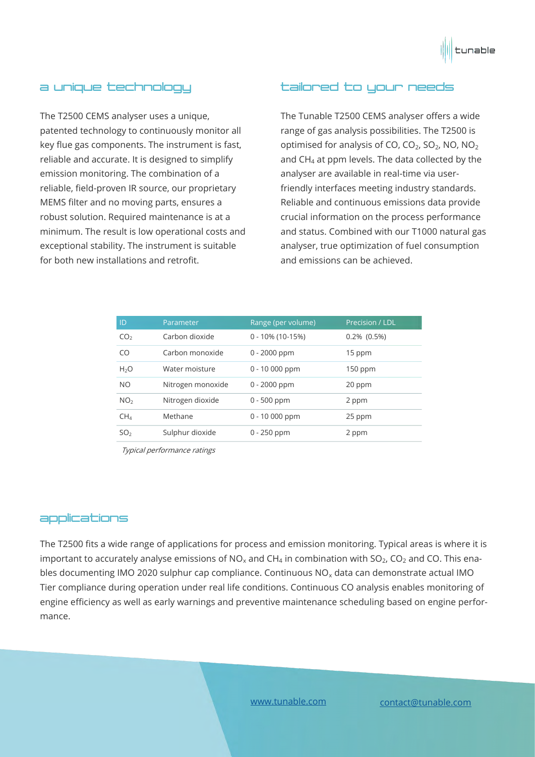## a unique technology

The T2500 CEMS analyser uses a unique, patented technology to continuously monitor all key flue gas components. The instrument is fast, reliable and accurate. It is designed to simplify emission monitoring. The combination of a reliable, field-proven IR source, our proprietary MEMS filter and no moving parts, ensures a robust solution. Required maintenance is at a minimum. The result is low operational costs and exceptional stability. The instrument is suitable for both new installations and retrofit.

## tailored to your needs

The Tunable T2500 CEMS analyser offers a wide range of gas analysis possibilities. The T2500 is optimised for analysis of CO, $CO_2$, $SO_2$, NO, $NO_2$ and $CH_4$ at ppm levels. The data collected by the analyser are available in real-time via user-friendly interfaces meeting industry standards. Reliable and continuous emissions data provide crucial information on the process performance and status. Combined with our T1000 natural gas analyser, true optimization of fuel consumption and emissions can be achieved.

| ID | Parameter | Range (per volume) | Precision / LDL |
|---|---|---|---|
| $CO_2$ | Carbon dioxide | 0 - 10% (10-15%) | 0.2% (0.5%) |
| CO | Carbon monoxide | 0 - 2000 ppm | 15 ppm |
| $H_2O$ | Water moisture | 0 - 10 000 ppm | 150 ppm |
| NO | Nitrogen monoxide | 0 - 2000 ppm | 20 ppm |
| $NO_2$ | Nitrogen dioxide | 0 - 500 ppm | 2 ppm |
| $CH_4$ | Methane | 0 - 10 000 ppm | 25 ppm |
| $SO_2$ | Sulphur dioxide | 0 - 250 ppm | 2 ppm |

*Typical performance ratings*

## applications

The T2500 fits a wide range of applications for process and emission monitoring. Typical areas is where it is important to accurately analyse emissions of $NO_x$ and $CH_4$ in combination with $SO_2$, $CO_2$ and CO. This enables documenting IMO 2020 sulphur cap compliance. Continuous $NO_x$ data can demonstrate actual IMO Tier compliance during operation under real life conditions. Continuous CO analysis enables monitoring of engine efficiency as well as early warnings and preventive maintenance scheduling based on engine performance.

www.tunable.com contact@tunable.com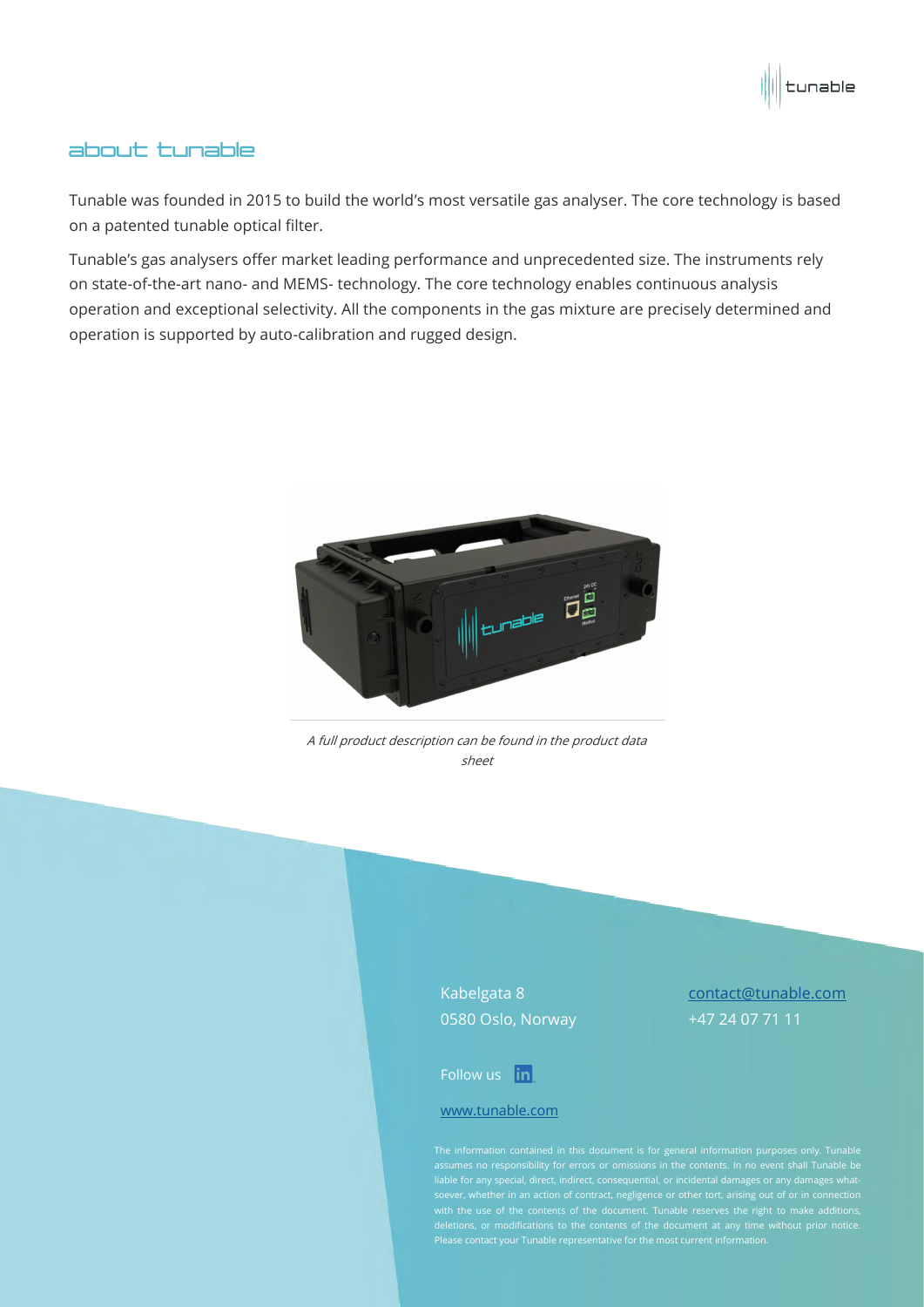## about tunable

Tunable was founded in 2015 to build the world's most versatile gas analyser. The core technology is based on a patented tunable optical filter.

Tunable's gas analysers offer market leading performance and unprecedented size. The instruments rely on state-of-the-art nano- and MEMS- technology. The core technology enables continuous analysis operation and exceptional selectivity. All the components in the gas mixture are precisely determined and operation is supported by auto-calibration and rugged design.

*A full product description can be found in the product data sheet*

Kabelgata 8
0580 Oslo, Norway

contact@tunable.com
+47 24 07 71 11

Follow us

www.tunable.com

The information contained in this document is for general information purposes only. Tunable assumes no responsibility for errors or omissions in the contents. In no event shall Tunable be liable for any special, direct, indirect, consequential, or incidental damages or any damages whatsoever, whether in an action of contract, negligence or other tort, arising out of or in connection with the use of the contents of the document. Tunable reserves the right to make additions, deletions, or modifications to the contents of the document at any time without prior notice. Please contact your Tunable representative for the most current information.